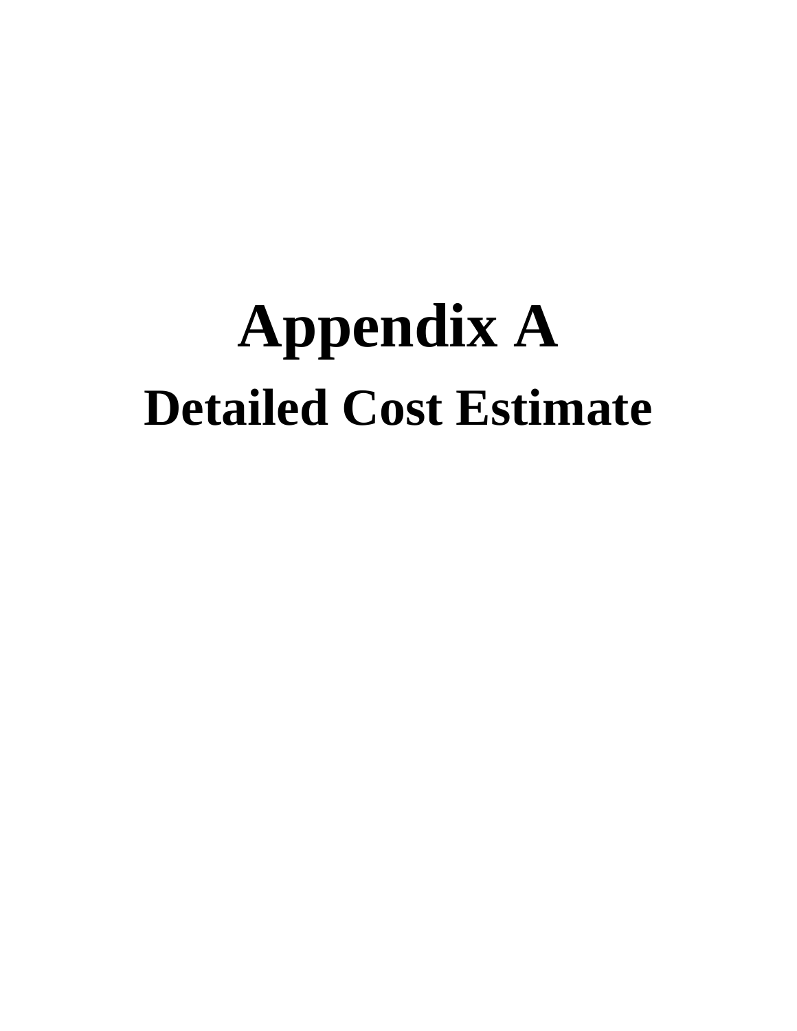# Appendix A

## Detailed Cost Estimate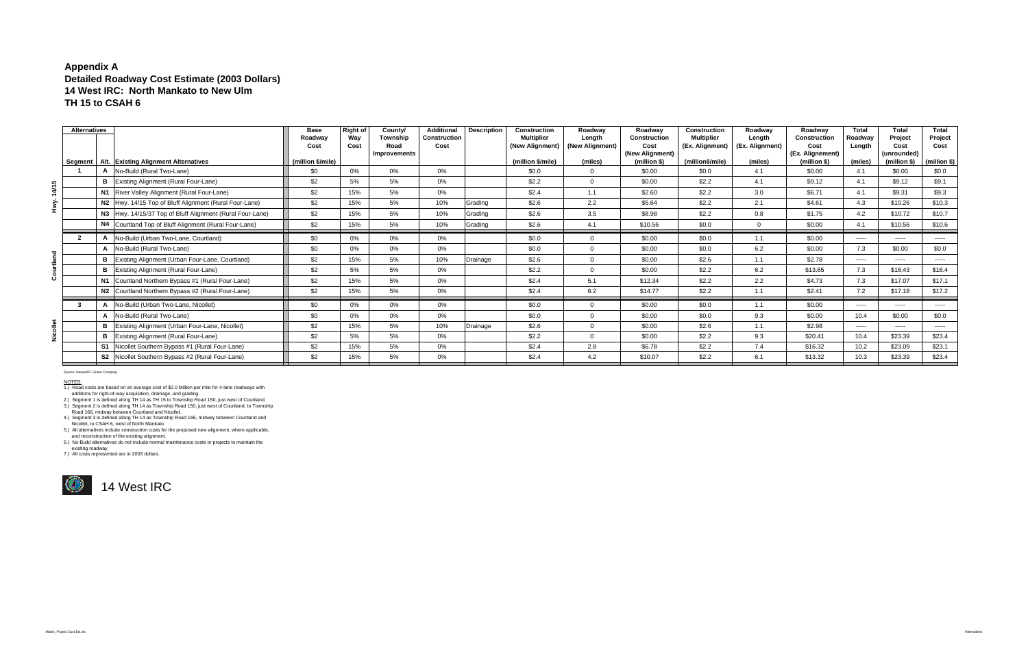# Appendix A

## Detailed Roadway Cost Estimate (2003 Dollars)

## 14 West IRC: North Mankato to New Ulm

## TH 15 to CSAH 6

| Alternatives | | | | Base Roadway Cost | Right of Way Cost | County/ Township Road Improvements | Additional Construction Cost | Description | Construction Multiplier (New Alignment) | Roadway Length (New Alignment) | Roadway Construction Cost (New Alignment) | Construction Multiplier (Ex. Alignment) | Roadway Length (Ex. Alignment) | Roadway Construction Cost (Ex. Alignement) | Total Roadway Length | Total Project Cost (unrounded) | Total Project Cost |
|---|---|---|---|---|---|---|---|---|---|---|---|---|---|---|---|---|---|
| | Segment | Alt. | Existing Alignment Alternatives | (million $/mile) | | | | | (million $/mile) | (miles) | (million $) | (million$/mile) | (miles) | (million $) | (miles) | (million $) | (million $) |
| Hwy. 14/15 | 1 | A | No-Build (Rural Two-Lane) | $0 | 0% | 0% | 0% | | $0.0 | 0 | $0.00 | $0.0 | 4.1 | $0.00 | 4.1 | $0.00 | $0.0 |
| | | B | Existing Alignment (Rural Four-Lane) | $2 | 5% | 5% | 0% | | $2.2 | 0 | $0.00 | $2.2 | 4.1 | $9.12 | 4.1 | $9.12 | $9.1 |
| | | N1 | River Valley Alignment (Rural Four-Lane) | $2 | 15% | 5% | 0% | | $2.4 | 1.1 | $2.60 | $2.2 | 3.0 | $6.71 | 4.1 | $9.31 | $9.3 |
| | | N2 | Hwy. 14/15 Top of Bluff Alignment (Rural Four-Lane) | $2 | 15% | 5% | 10% | Grading | $2.6 | 2.2 | $5.64 | $2.2 | 2.1 | $4.61 | 4.3 | $10.26 | $10.3 |
| | | N3 | Hwy. 14/15/37 Top of Bluff Alignment (Rural Four-Lane) | $2 | 15% | 5% | 10% | Grading | $2.6 | 3.5 | $8.98 | $2.2 | 0.8 | $1.75 | 4.2 | $10.72 | $10.7 |
| | | N4 | Courtland Top of Bluff Alignment (Rural Four-Lane) | $2 | 15% | 5% | 10% | Grading | $2.6 | 4.1 | $10.56 | $0.0 | 0 | $0.00 | 4.1 | $10.56 | $10.6 |
| Courtland | 2 | A | No-Build (Urban Two-Lane, Courtland) | $0 | 0% | 0% | 0% | | $0.0 | 0 | $0.00 | $0.0 | 1.1 | $0.00 | ----- | ----- | ----- |
| | | A | No-Build (Rural Two-Lane) | $0 | 0% | 0% | 0% | | $0.0 | 0 | $0.00 | $0.0 | 6.2 | $0.00 | 7.3 | $0.00 | $0.0 |
| | | B | Existing Alignment (Urban Four-Lane, Courtland) | $2 | 15% | 5% | 10% | Drainage | $2.6 | 0 | $0.00 | $2.6 | 1.1 | $2.78 | ----- | ----- | ----- |
| | | B | Existing Alignment (Rural Four-Lane) | $2 | 5% | 5% | 0% | | $2.2 | 0 | $0.00 | $2.2 | 6.2 | $13.65 | 7.3 | $16.43 | $16.4 |
| | | N1 | Courtland Northern Bypass #1 (Rural Four-Lane) | $2 | 15% | 5% | 0% | | $2.4 | 5.1 | $12.34 | $2.2 | 2.2 | $4.73 | 7.3 | $17.07 | $17.1 |
| | | N2 | Courtland Northern Bypass #2 (Rural Four-Lane) | $2 | 15% | 5% | 0% | | $2.4 | 6.2 | $14.77 | $2.2 | 1.1 | $2.41 | 7.2 | $17.18 | $17.2 |
| Nicollet | 3 | A | No-Build (Urban Two-Lane, Nicollet) | $0 | 0% | 0% | 0% | | $0.0 | 0 | $0.00 | $0.0 | 1.1 | $0.00 | ----- | ----- | ----- |
| | | A | No-Build (Rural Two-Lane) | $0 | 0% | 0% | 0% | | $0.0 | 0 | $0.00 | $0.0 | 9.3 | $0.00 | 10.4 | $0.00 | $0.0 |
| | | B | Existing Alignment (Urban Four-Lane, Nicollet) | $2 | 15% | 5% | 10% | Drainage | $2.6 | 0 | $0.00 | $2.6 | 1.1 | $2.98 | ----- | ----- | ----- |
| | | B | Existing Alignment (Rural Four-Lane) | $2 | 5% | 5% | 0% | | $2.2 | 0 | $0.00 | $2.2 | 9.3 | $20.41 | 10.4 | $23.39 | $23.4 |
| | | S1 | Nicollet Southern Bypass #1 (Rural Four-Lane) | $2 | 15% | 5% | 0% | | $2.4 | 2.8 | $6.78 | $2.2 | 7.4 | $16.32 | 10.2 | $23.09 | $23.1 |
| | | S2 | Nicollet Southern Bypass #2 (Rural Four-Lane) | $2 | 15% | 5% | 0% | | $2.4 | 4.2 | $10.07 | $2.2 | 6.1 | $13.32 | 10.3 | $23.39 | $23.4 |

Source: Howard R. Green Company

NOTES:

1.) Road costs are based on an average cost of $2.0 Million per mile for 4-lane roadways with additions for right-of-way acquisition, drainage, and grading.
2.) Segment 1 is defined along TH 14 as TH 15 to Township Road 150, just west of Courtland.
3.) Segment 2 is defined along TH 14 as Township Road 150, just west of Courtland, to Township Road 166, midway between Courtland and Nicollet.
4.) Segment 3 is defined along TH 14 as Township Road 166, midway between Courtland and Nicollet, to CSAH 6, west of North Mankato.
5.) All alternatives include construction costs for the proposed new alignment, where applicable, and reconstruction of the existing alignment.
6.) No-Build alternatives do not include normal maintenance costs or projects to maintain the existing roadway.
7.) All costs represented are in 2003 dollars.

14 West IRC